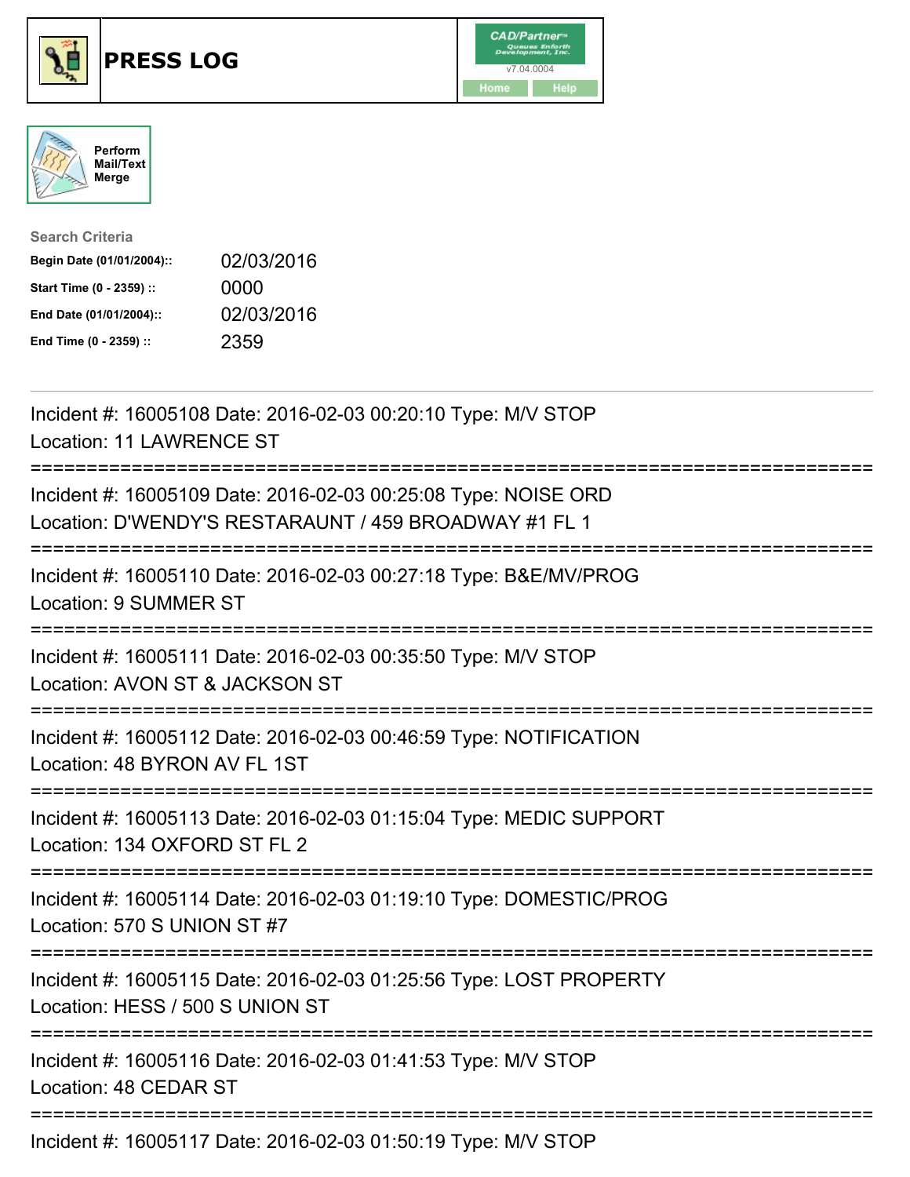# PRESS LOG

CAD/Partner v7.04.0004

Home Help

Perform Mail/Text Merge

**Search Criteria**

| | |
|---|---|
| **Begin Date (01/01/2004)::** | 02/03/2016 |
| **Start Time (0 - 2359) ::** | 0000 |
| **End Date (01/01/2004)::** | 02/03/2016 |
| **End Time (0 - 2359) ::** | 2359 |

---

Incident #: 16005108 Date: 2016-02-03 00:20:10 Type: M/V STOP
Location: 11 LAWRENCE ST

===========================================================================

Incident #: 16005109 Date: 2016-02-03 00:25:08 Type: NOISE ORD
Location: D'WENDY'S RESTARAUNT / 459 BROADWAY #1 FL 1

===========================================================================

Incident #: 16005110 Date: 2016-02-03 00:27:18 Type: B&E/MV/PROG
Location: 9 SUMMER ST

===========================================================================

Incident #: 16005111 Date: 2016-02-03 00:35:50 Type: M/V STOP
Location: AVON ST & JACKSON ST

===========================================================================

Incident #: 16005112 Date: 2016-02-03 00:46:59 Type: NOTIFICATION
Location: 48 BYRON AV FL 1ST

===========================================================================

Incident #: 16005113 Date: 2016-02-03 01:15:04 Type: MEDIC SUPPORT
Location: 134 OXFORD ST FL 2

===========================================================================

Incident #: 16005114 Date: 2016-02-03 01:19:10 Type: DOMESTIC/PROG
Location: 570 S UNION ST #7

===========================================================================

Incident #: 16005115 Date: 2016-02-03 01:25:56 Type: LOST PROPERTY
Location: HESS / 500 S UNION ST

===========================================================================

Incident #: 16005116 Date: 2016-02-03 01:41:53 Type: M/V STOP
Location: 48 CEDAR ST

===========================================================================

Incident #: 16005117 Date: 2016-02-03 01:50:19 Type: M/V STOP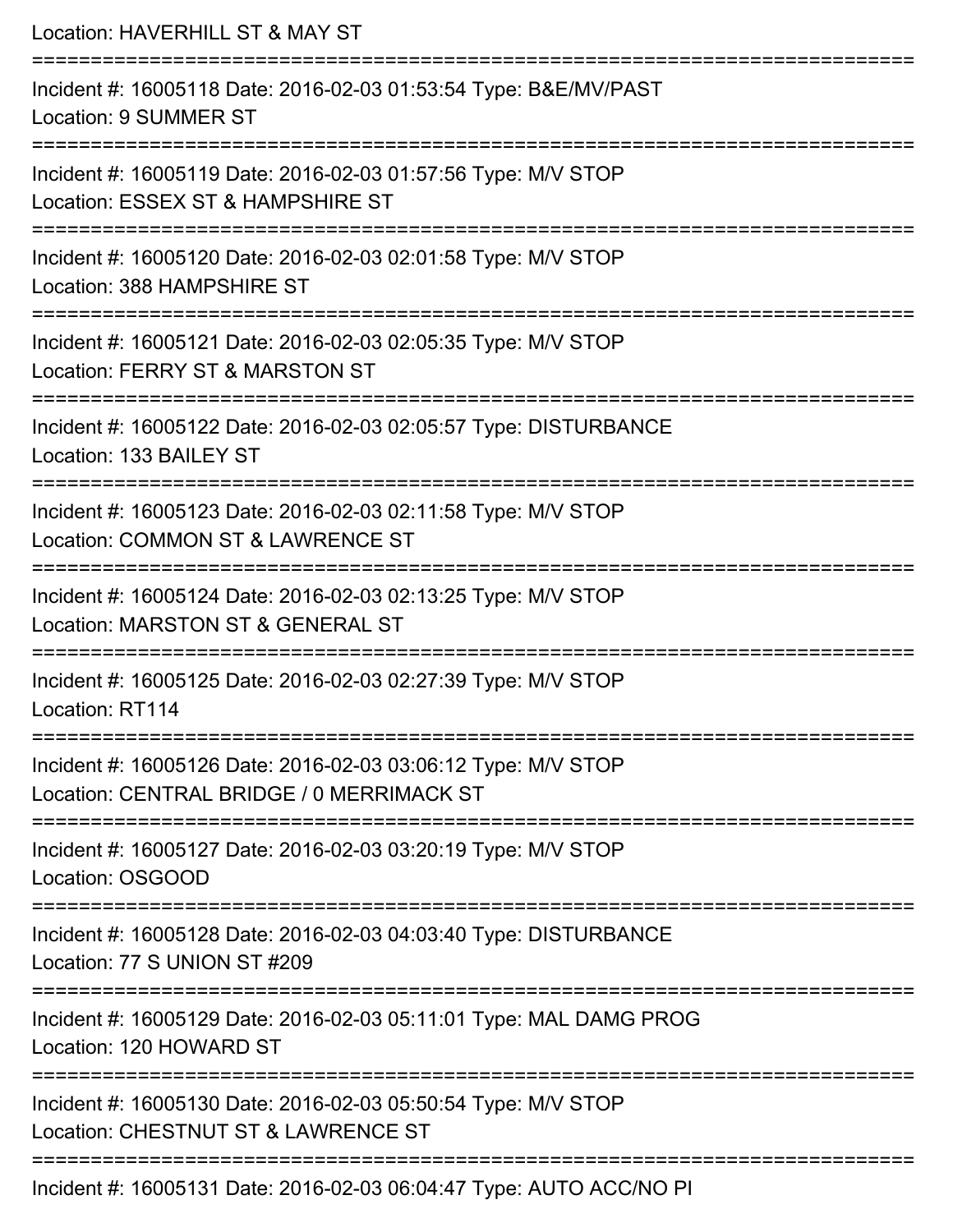Location: HAVERHILL ST & MAY ST

===========================================================================

Incident #: 16005118 Date: 2016-02-03 01:53:54 Type: B&E/MV/PAST
Location: 9 SUMMER ST

===========================================================================

Incident #: 16005119 Date: 2016-02-03 01:57:56 Type: M/V STOP
Location: ESSEX ST & HAMPSHIRE ST

===========================================================================

Incident #: 16005120 Date: 2016-02-03 02:01:58 Type: M/V STOP
Location: 388 HAMPSHIRE ST

===========================================================================

Incident #: 16005121 Date: 2016-02-03 02:05:35 Type: M/V STOP
Location: FERRY ST & MARSTON ST

===========================================================================

Incident #: 16005122 Date: 2016-02-03 02:05:57 Type: DISTURBANCE
Location: 133 BAILEY ST

===========================================================================

Incident #: 16005123 Date: 2016-02-03 02:11:58 Type: M/V STOP
Location: COMMON ST & LAWRENCE ST

===========================================================================

Incident #: 16005124 Date: 2016-02-03 02:13:25 Type: M/V STOP
Location: MARSTON ST & GENERAL ST

===========================================================================

Incident #: 16005125 Date: 2016-02-03 02:27:39 Type: M/V STOP
Location: RT114

===========================================================================

Incident #: 16005126 Date: 2016-02-03 03:06:12 Type: M/V STOP
Location: CENTRAL BRIDGE / 0 MERRIMACK ST

===========================================================================

Incident #: 16005127 Date: 2016-02-03 03:20:19 Type: M/V STOP
Location: OSGOOD

===========================================================================

Incident #: 16005128 Date: 2016-02-03 04:03:40 Type: DISTURBANCE
Location: 77 S UNION ST #209

===========================================================================

Incident #: 16005129 Date: 2016-02-03 05:11:01 Type: MAL DAMG PROG
Location: 120 HOWARD ST

===========================================================================

Incident #: 16005130 Date: 2016-02-03 05:50:54 Type: M/V STOP
Location: CHESTNUT ST & LAWRENCE ST

===========================================================================

Incident #: 16005131 Date: 2016-02-03 06:04:47 Type: AUTO ACC/NO PI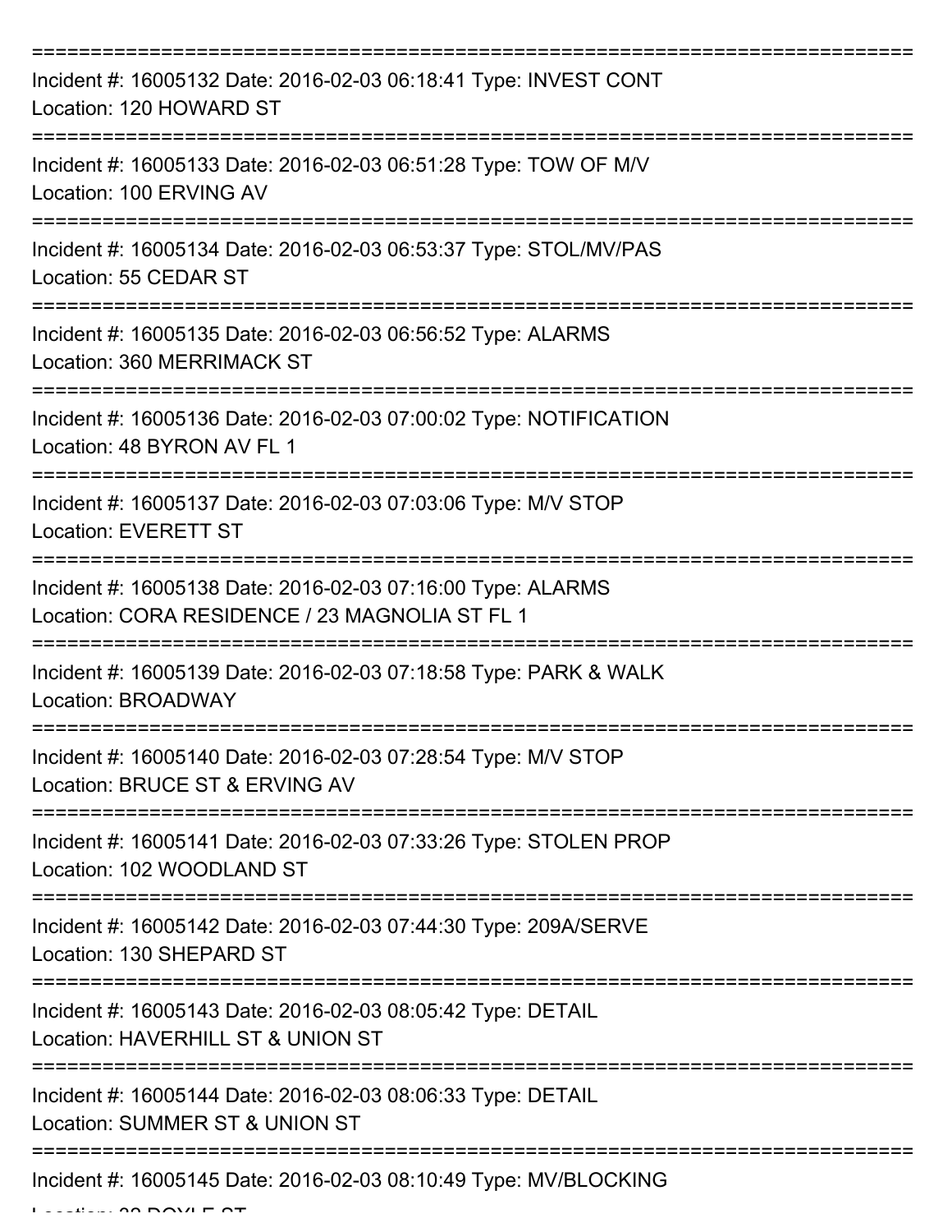===========================================================================

Incident #: 16005132 Date: 2016-02-03 06:18:41 Type: INVEST CONT
Location: 120 HOWARD ST

===========================================================================

Incident #: 16005133 Date: 2016-02-03 06:51:28 Type: TOW OF M/V
Location: 100 ERVING AV

===========================================================================

Incident #: 16005134 Date: 2016-02-03 06:53:37 Type: STOL/MV/PAS
Location: 55 CEDAR ST

===========================================================================

Incident #: 16005135 Date: 2016-02-03 06:56:52 Type: ALARMS
Location: 360 MERRIMACK ST

===========================================================================

Incident #: 16005136 Date: 2016-02-03 07:00:02 Type: NOTIFICATION
Location: 48 BYRON AV FL 1

===========================================================================

Incident #: 16005137 Date: 2016-02-03 07:03:06 Type: M/V STOP
Location: EVERETT ST

===========================================================================

Incident #: 16005138 Date: 2016-02-03 07:16:00 Type: ALARMS
Location: CORA RESIDENCE / 23 MAGNOLIA ST FL 1

===========================================================================

Incident #: 16005139 Date: 2016-02-03 07:18:58 Type: PARK & WALK
Location: BROADWAY

===========================================================================

Incident #: 16005140 Date: 2016-02-03 07:28:54 Type: M/V STOP
Location: BRUCE ST & ERVING AV

===========================================================================

Incident #: 16005141 Date: 2016-02-03 07:33:26 Type: STOLEN PROP
Location: 102 WOODLAND ST

===========================================================================

Incident #: 16005142 Date: 2016-02-03 07:44:30 Type: 209A/SERVE
Location: 130 SHEPARD ST

===========================================================================

Incident #: 16005143 Date: 2016-02-03 08:05:42 Type: DETAIL
Location: HAVERHILL ST & UNION ST

===========================================================================

Incident #: 16005144 Date: 2016-02-03 08:06:33 Type: DETAIL
Location: SUMMER ST & UNION ST

===========================================================================

Incident #: 16005145 Date: 2016-02-03 08:10:49 Type: MV/BLOCKING
Location: 32 DOYLE ST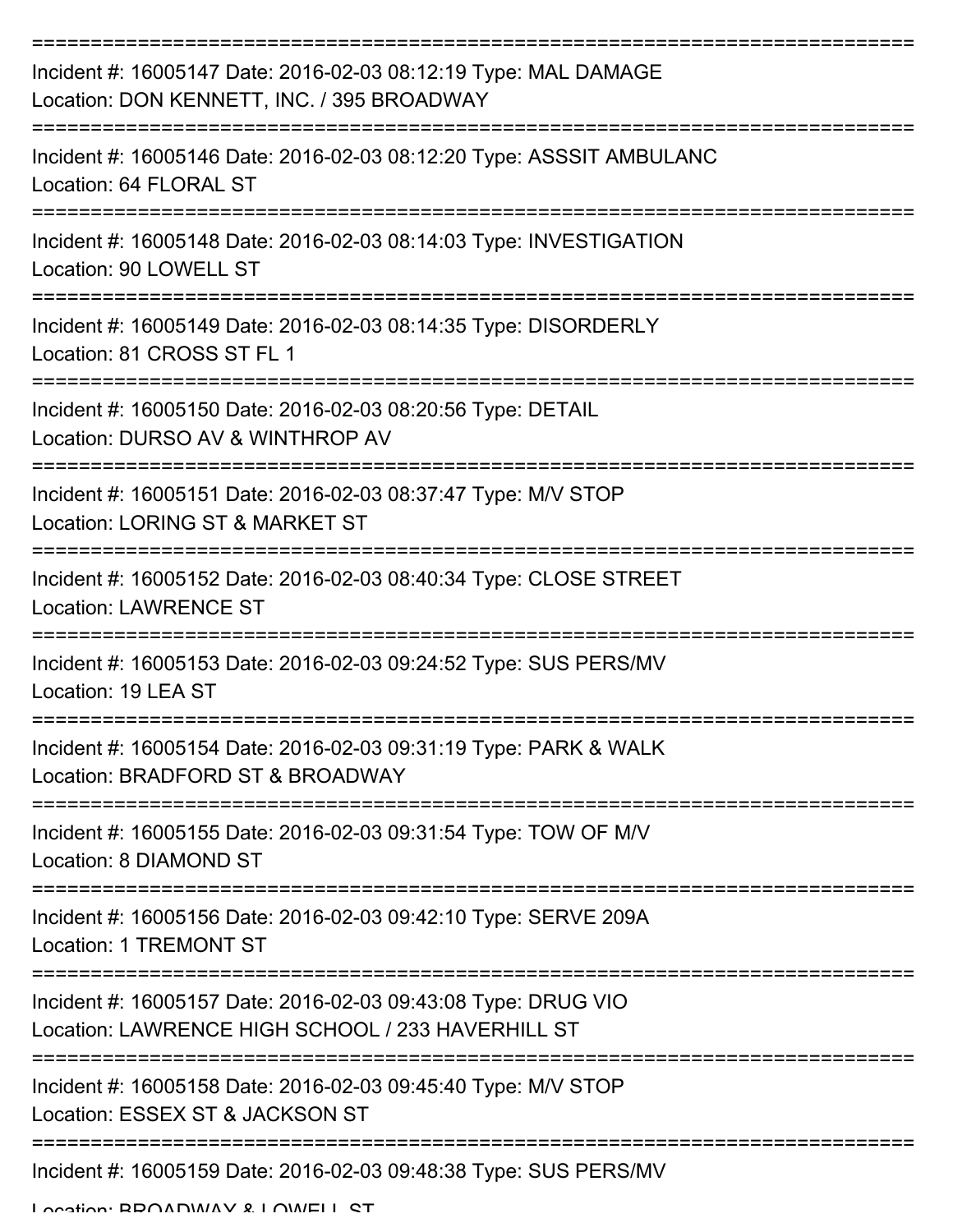Incident #: 16005147 Date: 2016-02-03 08:12:19 Type: MAL DAMAGE
Location: DON KENNETT, INC. / 395 BROADWAY

Incident #: 16005146 Date: 2016-02-03 08:12:20 Type: ASSSIT AMBULANC
Location: 64 FLORAL ST

Incident #: 16005148 Date: 2016-02-03 08:14:03 Type: INVESTIGATION
Location: 90 LOWELL ST

Incident #: 16005149 Date: 2016-02-03 08:14:35 Type: DISORDERLY
Location: 81 CROSS ST FL 1

Incident #: 16005150 Date: 2016-02-03 08:20:56 Type: DETAIL
Location: DURSO AV & WINTHROP AV

Incident #: 16005151 Date: 2016-02-03 08:37:47 Type: M/V STOP
Location: LORING ST & MARKET ST

Incident #: 16005152 Date: 2016-02-03 08:40:34 Type: CLOSE STREET
Location: LAWRENCE ST

Incident #: 16005153 Date: 2016-02-03 09:24:52 Type: SUS PERS/MV
Location: 19 LEA ST

Incident #: 16005154 Date: 2016-02-03 09:31:19 Type: PARK & WALK
Location: BRADFORD ST & BROADWAY

Incident #: 16005155 Date: 2016-02-03 09:31:54 Type: TOW OF M/V
Location: 8 DIAMOND ST

Incident #: 16005156 Date: 2016-02-03 09:42:10 Type: SERVE 209A
Location: 1 TREMONT ST

Incident #: 16005157 Date: 2016-02-03 09:43:08 Type: DRUG VIO
Location: LAWRENCE HIGH SCHOOL / 233 HAVERHILL ST

Incident #: 16005158 Date: 2016-02-03 09:45:40 Type: M/V STOP
Location: ESSEX ST & JACKSON ST

Incident #: 16005159 Date: 2016-02-03 09:48:38 Type: SUS PERS/MV
Location: BROADWAY & LOWELL ST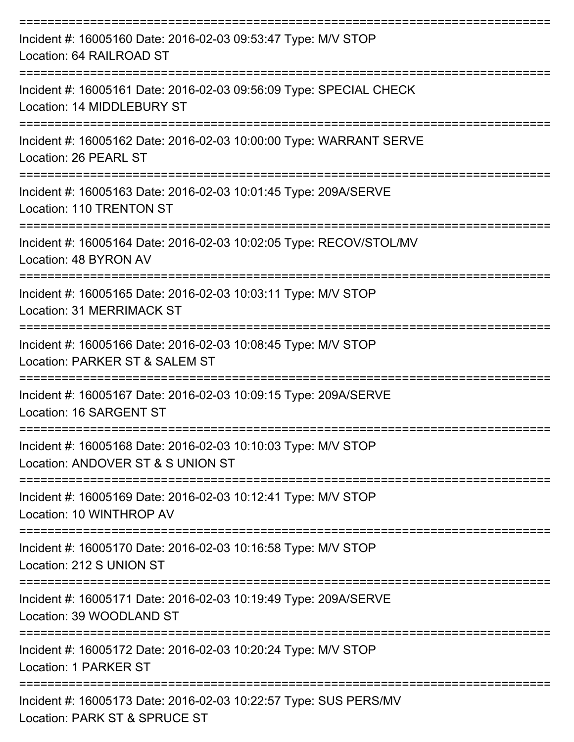===========================================================================

Incident #: 16005160 Date: 2016-02-03 09:53:47 Type: M/V STOP
Location: 64 RAILROAD ST

===========================================================================

Incident #: 16005161 Date: 2016-02-03 09:56:09 Type: SPECIAL CHECK
Location: 14 MIDDLEBURY ST

===========================================================================

Incident #: 16005162 Date: 2016-02-03 10:00:00 Type: WARRANT SERVE
Location: 26 PEARL ST

===========================================================================

Incident #: 16005163 Date: 2016-02-03 10:01:45 Type: 209A/SERVE
Location: 110 TRENTON ST

===========================================================================

Incident #: 16005164 Date: 2016-02-03 10:02:05 Type: RECOV/STOL/MV
Location: 48 BYRON AV

===========================================================================

Incident #: 16005165 Date: 2016-02-03 10:03:11 Type: M/V STOP
Location: 31 MERRIMACK ST

===========================================================================

Incident #: 16005166 Date: 2016-02-03 10:08:45 Type: M/V STOP
Location: PARKER ST & SALEM ST

===========================================================================

Incident #: 16005167 Date: 2016-02-03 10:09:15 Type: 209A/SERVE
Location: 16 SARGENT ST

===========================================================================

Incident #: 16005168 Date: 2016-02-03 10:10:03 Type: M/V STOP
Location: ANDOVER ST & S UNION ST

===========================================================================

Incident #: 16005169 Date: 2016-02-03 10:12:41 Type: M/V STOP
Location: 10 WINTHROP AV

===========================================================================

Incident #: 16005170 Date: 2016-02-03 10:16:58 Type: M/V STOP
Location: 212 S UNION ST

===========================================================================

Incident #: 16005171 Date: 2016-02-03 10:19:49 Type: 209A/SERVE
Location: 39 WOODLAND ST

===========================================================================

Incident #: 16005172 Date: 2016-02-03 10:20:24 Type: M/V STOP
Location: 1 PARKER ST

===========================================================================

Incident #: 16005173 Date: 2016-02-03 10:22:57 Type: SUS PERS/MV
Location: PARK ST & SPRUCE ST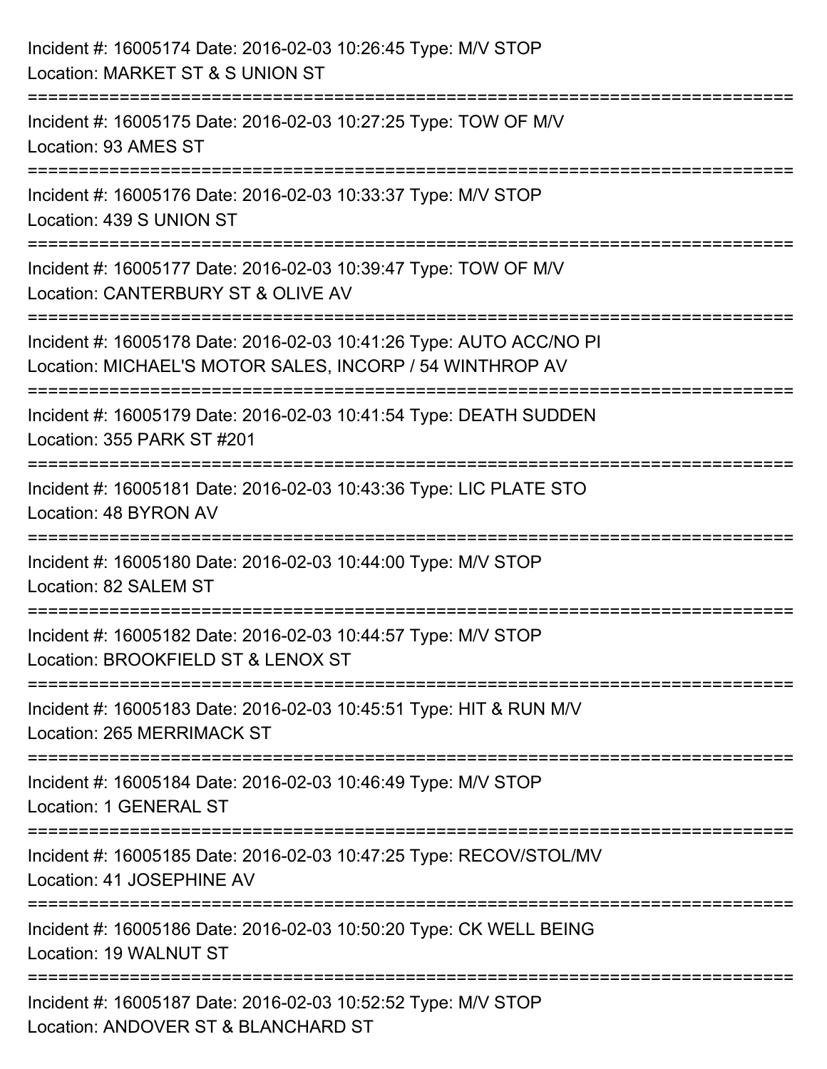Incident #: 16005174 Date: 2016-02-03 10:26:45 Type: M/V STOP
Location: MARKET ST & S UNION ST

===========================================================================

Incident #: 16005175 Date: 2016-02-03 10:27:25 Type: TOW OF M/V
Location: 93 AMES ST

===========================================================================

Incident #: 16005176 Date: 2016-02-03 10:33:37 Type: M/V STOP
Location: 439 S UNION ST

===========================================================================

Incident #: 16005177 Date: 2016-02-03 10:39:47 Type: TOW OF M/V
Location: CANTERBURY ST & OLIVE AV

===========================================================================

Incident #: 16005178 Date: 2016-02-03 10:41:26 Type: AUTO ACC/NO PI
Location: MICHAEL'S MOTOR SALES, INCORP / 54 WINTHROP AV

===========================================================================

Incident #: 16005179 Date: 2016-02-03 10:41:54 Type: DEATH SUDDEN
Location: 355 PARK ST #201

===========================================================================

Incident #: 16005181 Date: 2016-02-03 10:43:36 Type: LIC PLATE STO
Location: 48 BYRON AV

===========================================================================

Incident #: 16005180 Date: 2016-02-03 10:44:00 Type: M/V STOP
Location: 82 SALEM ST

===========================================================================

Incident #: 16005182 Date: 2016-02-03 10:44:57 Type: M/V STOP
Location: BROOKFIELD ST & LENOX ST

===========================================================================

Incident #: 16005183 Date: 2016-02-03 10:45:51 Type: HIT & RUN M/V
Location: 265 MERRIMACK ST

===========================================================================

Incident #: 16005184 Date: 2016-02-03 10:46:49 Type: M/V STOP
Location: 1 GENERAL ST

===========================================================================

Incident #: 16005185 Date: 2016-02-03 10:47:25 Type: RECOV/STOL/MV
Location: 41 JOSEPHINE AV

===========================================================================

Incident #: 16005186 Date: 2016-02-03 10:50:20 Type: CK WELL BEING
Location: 19 WALNUT ST

===========================================================================

Incident #: 16005187 Date: 2016-02-03 10:52:52 Type: M/V STOP
Location: ANDOVER ST & BLANCHARD ST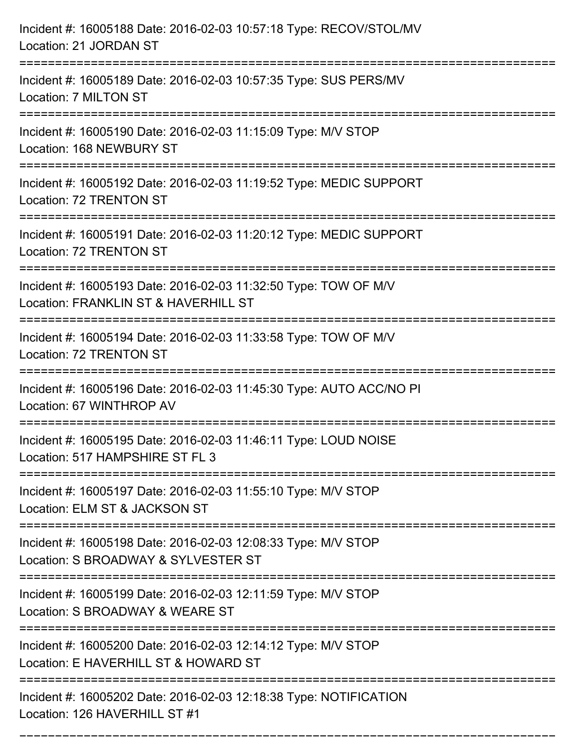Incident #: 16005188 Date: 2016-02-03 10:57:18 Type: RECOV/STOL/MV
Location: 21 JORDAN ST

===========================================================================

Incident #: 16005189 Date: 2016-02-03 10:57:35 Type: SUS PERS/MV
Location: 7 MILTON ST

===========================================================================

Incident #: 16005190 Date: 2016-02-03 11:15:09 Type: M/V STOP
Location: 168 NEWBURY ST

===========================================================================

Incident #: 16005192 Date: 2016-02-03 11:19:52 Type: MEDIC SUPPORT
Location: 72 TRENTON ST

===========================================================================

Incident #: 16005191 Date: 2016-02-03 11:20:12 Type: MEDIC SUPPORT
Location: 72 TRENTON ST

===========================================================================

Incident #: 16005193 Date: 2016-02-03 11:32:50 Type: TOW OF M/V
Location: FRANKLIN ST & HAVERHILL ST

===========================================================================

Incident #: 16005194 Date: 2016-02-03 11:33:58 Type: TOW OF M/V
Location: 72 TRENTON ST

===========================================================================

Incident #: 16005196 Date: 2016-02-03 11:45:30 Type: AUTO ACC/NO PI
Location: 67 WINTHROP AV

===========================================================================

Incident #: 16005195 Date: 2016-02-03 11:46:11 Type: LOUD NOISE
Location: 517 HAMPSHIRE ST FL 3

===========================================================================

Incident #: 16005197 Date: 2016-02-03 11:55:10 Type: M/V STOP
Location: ELM ST & JACKSON ST

===========================================================================

Incident #: 16005198 Date: 2016-02-03 12:08:33 Type: M/V STOP
Location: S BROADWAY & SYLVESTER ST

===========================================================================

Incident #: 16005199 Date: 2016-02-03 12:11:59 Type: M/V STOP
Location: S BROADWAY & WEARE ST

===========================================================================

Incident #: 16005200 Date: 2016-02-03 12:14:12 Type: M/V STOP
Location: E HAVERHILL ST & HOWARD ST

===========================================================================

Incident #: 16005202 Date: 2016-02-03 12:18:38 Type: NOTIFICATION
Location: 126 HAVERHILL ST #1

===========================================================================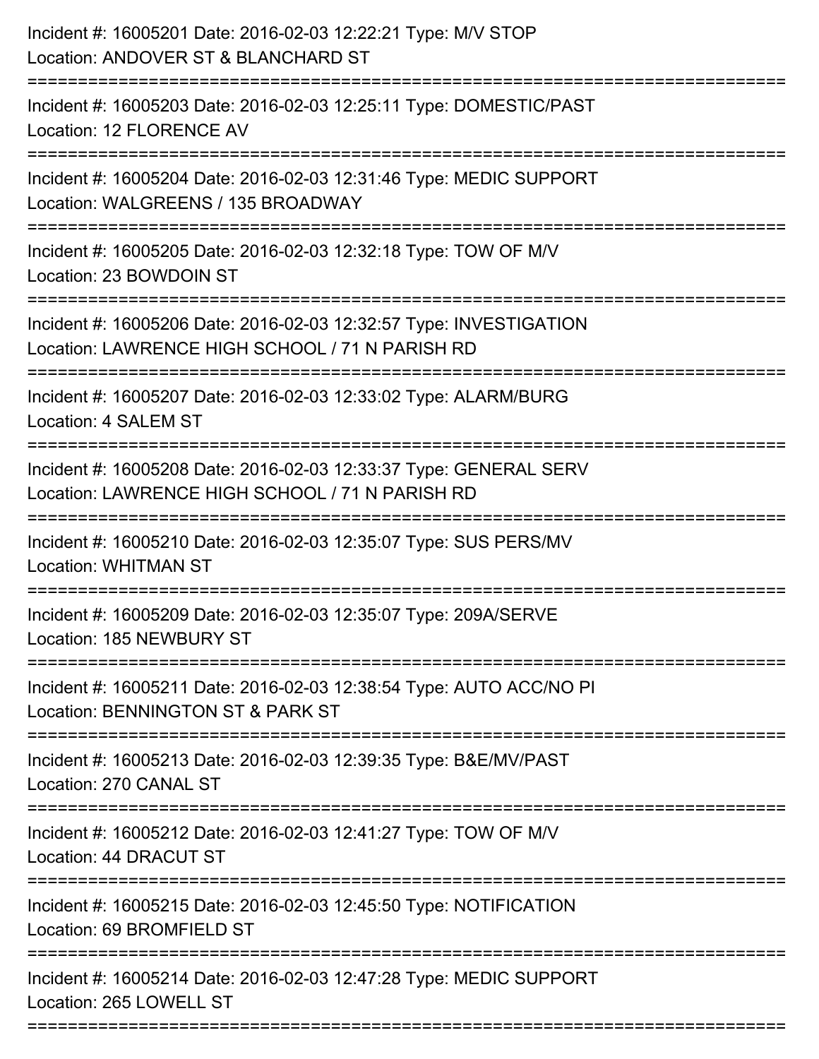Incident #: 16005201 Date: 2016-02-03 12:22:21 Type: M/V STOP
Location: ANDOVER ST & BLANCHARD ST

===========================================================================

Incident #: 16005203 Date: 2016-02-03 12:25:11 Type: DOMESTIC/PAST
Location: 12 FLORENCE AV

===========================================================================

Incident #: 16005204 Date: 2016-02-03 12:31:46 Type: MEDIC SUPPORT
Location: WALGREENS / 135 BROADWAY

===========================================================================

Incident #: 16005205 Date: 2016-02-03 12:32:18 Type: TOW OF M/V
Location: 23 BOWDOIN ST

===========================================================================

Incident #: 16005206 Date: 2016-02-03 12:32:57 Type: INVESTIGATION
Location: LAWRENCE HIGH SCHOOL / 71 N PARISH RD

===========================================================================

Incident #: 16005207 Date: 2016-02-03 12:33:02 Type: ALARM/BURG
Location: 4 SALEM ST

===========================================================================

Incident #: 16005208 Date: 2016-02-03 12:33:37 Type: GENERAL SERV
Location: LAWRENCE HIGH SCHOOL / 71 N PARISH RD

===========================================================================

Incident #: 16005210 Date: 2016-02-03 12:35:07 Type: SUS PERS/MV
Location: WHITMAN ST

===========================================================================

Incident #: 16005209 Date: 2016-02-03 12:35:07 Type: 209A/SERVE
Location: 185 NEWBURY ST

===========================================================================

Incident #: 16005211 Date: 2016-02-03 12:38:54 Type: AUTO ACC/NO PI
Location: BENNINGTON ST & PARK ST

===========================================================================

Incident #: 16005213 Date: 2016-02-03 12:39:35 Type: B&E/MV/PAST
Location: 270 CANAL ST

===========================================================================

Incident #: 16005212 Date: 2016-02-03 12:41:27 Type: TOW OF M/V
Location: 44 DRACUT ST

===========================================================================

Incident #: 16005215 Date: 2016-02-03 12:45:50 Type: NOTIFICATION
Location: 69 BROMFIELD ST

===========================================================================

Incident #: 16005214 Date: 2016-02-03 12:47:28 Type: MEDIC SUPPORT
Location: 265 LOWELL ST

===========================================================================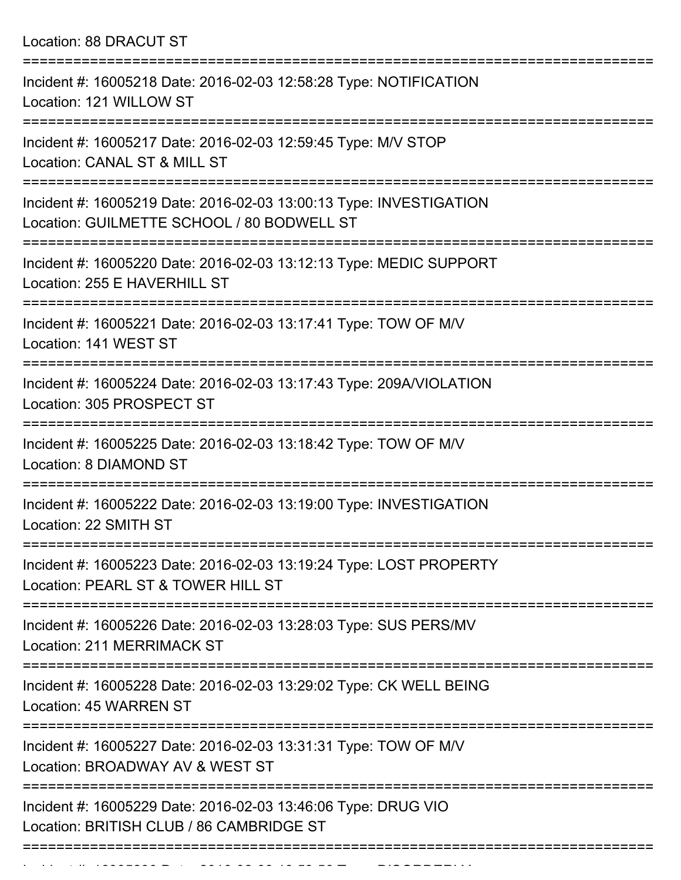Location: 88 DRACUT ST

===========================================================================

Incident #: 16005218 Date: 2016-02-03 12:58:28 Type: NOTIFICATION
Location: 121 WILLOW ST

===========================================================================

Incident #: 16005217 Date: 2016-02-03 12:59:45 Type: M/V STOP
Location: CANAL ST & MILL ST

===========================================================================

Incident #: 16005219 Date: 2016-02-03 13:00:13 Type: INVESTIGATION
Location: GUILMETTE SCHOOL / 80 BODWELL ST

===========================================================================

Incident #: 16005220 Date: 2016-02-03 13:12:13 Type: MEDIC SUPPORT
Location: 255 E HAVERHILL ST

===========================================================================

Incident #: 16005221 Date: 2016-02-03 13:17:41 Type: TOW OF M/V
Location: 141 WEST ST

===========================================================================

Incident #: 16005224 Date: 2016-02-03 13:17:43 Type: 209A/VIOLATION
Location: 305 PROSPECT ST

===========================================================================

Incident #: 16005225 Date: 2016-02-03 13:18:42 Type: TOW OF M/V
Location: 8 DIAMOND ST

===========================================================================

Incident #: 16005222 Date: 2016-02-03 13:19:00 Type: INVESTIGATION
Location: 22 SMITH ST

===========================================================================

Incident #: 16005223 Date: 2016-02-03 13:19:24 Type: LOST PROPERTY
Location: PEARL ST & TOWER HILL ST

===========================================================================

Incident #: 16005226 Date: 2016-02-03 13:28:03 Type: SUS PERS/MV
Location: 211 MERRIMACK ST

===========================================================================

Incident #: 16005228 Date: 2016-02-03 13:29:02 Type: CK WELL BEING
Location: 45 WARREN ST

===========================================================================

Incident #: 16005227 Date: 2016-02-03 13:31:31 Type: TOW OF M/V
Location: BROADWAY AV & WEST ST

===========================================================================

Incident #: 16005229 Date: 2016-02-03 13:46:06 Type: DRUG VIO
Location: BRITISH CLUB / 86 CAMBRIDGE ST

===========================================================================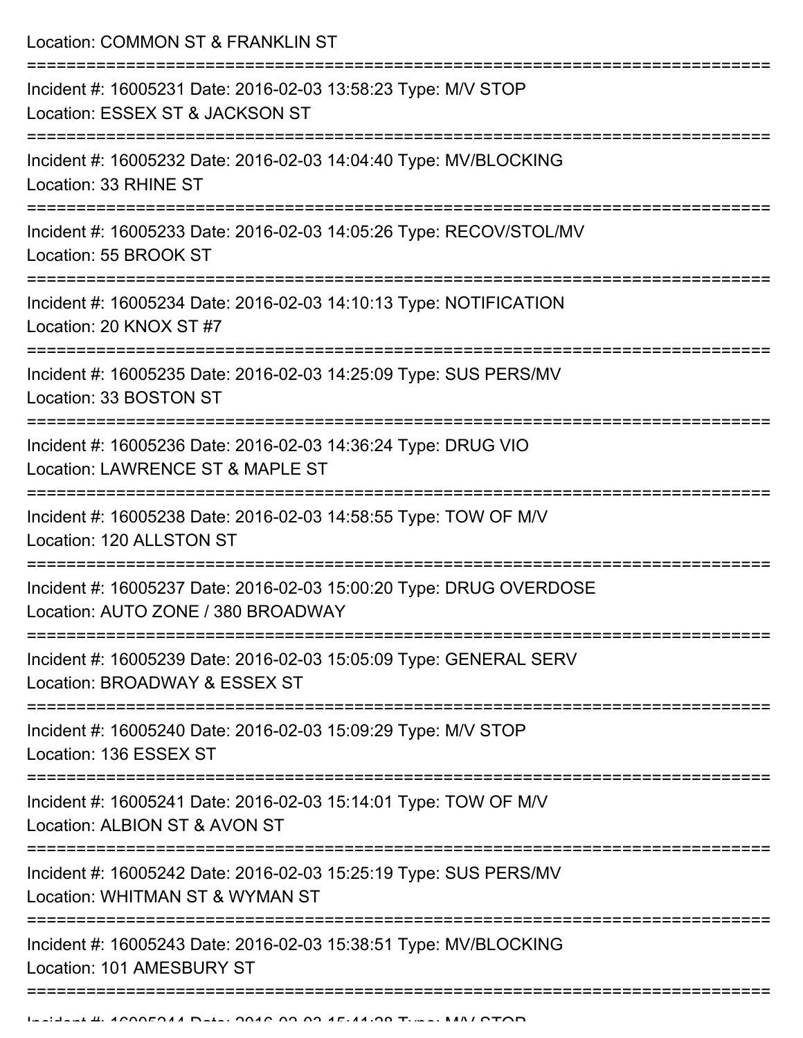Location: COMMON ST & FRANKLIN ST

===========================================================================

Incident #: 16005231 Date: 2016-02-03 13:58:23 Type: M/V STOP
Location: ESSEX ST & JACKSON ST

===========================================================================

Incident #: 16005232 Date: 2016-02-03 14:04:40 Type: MV/BLOCKING
Location: 33 RHINE ST

===========================================================================

Incident #: 16005233 Date: 2016-02-03 14:05:26 Type: RECOV/STOL/MV
Location: 55 BROOK ST

===========================================================================

Incident #: 16005234 Date: 2016-02-03 14:10:13 Type: NOTIFICATION
Location: 20 KNOX ST #7

===========================================================================

Incident #: 16005235 Date: 2016-02-03 14:25:09 Type: SUS PERS/MV
Location: 33 BOSTON ST

===========================================================================

Incident #: 16005236 Date: 2016-02-03 14:36:24 Type: DRUG VIO
Location: LAWRENCE ST & MAPLE ST

===========================================================================

Incident #: 16005238 Date: 2016-02-03 14:58:55 Type: TOW OF M/V
Location: 120 ALLSTON ST

===========================================================================

Incident #: 16005237 Date: 2016-02-03 15:00:20 Type: DRUG OVERDOSE
Location: AUTO ZONE / 380 BROADWAY

===========================================================================

Incident #: 16005239 Date: 2016-02-03 15:05:09 Type: GENERAL SERV
Location: BROADWAY & ESSEX ST

===========================================================================

Incident #: 16005240 Date: 2016-02-03 15:09:29 Type: M/V STOP
Location: 136 ESSEX ST

===========================================================================

Incident #: 16005241 Date: 2016-02-03 15:14:01 Type: TOW OF M/V
Location: ALBION ST & AVON ST

===========================================================================

Incident #: 16005242 Date: 2016-02-03 15:25:19 Type: SUS PERS/MV
Location: WHITMAN ST & WYMAN ST

===========================================================================

Incident #: 16005243 Date: 2016-02-03 15:38:51 Type: MV/BLOCKING
Location: 101 AMESBURY ST

===========================================================================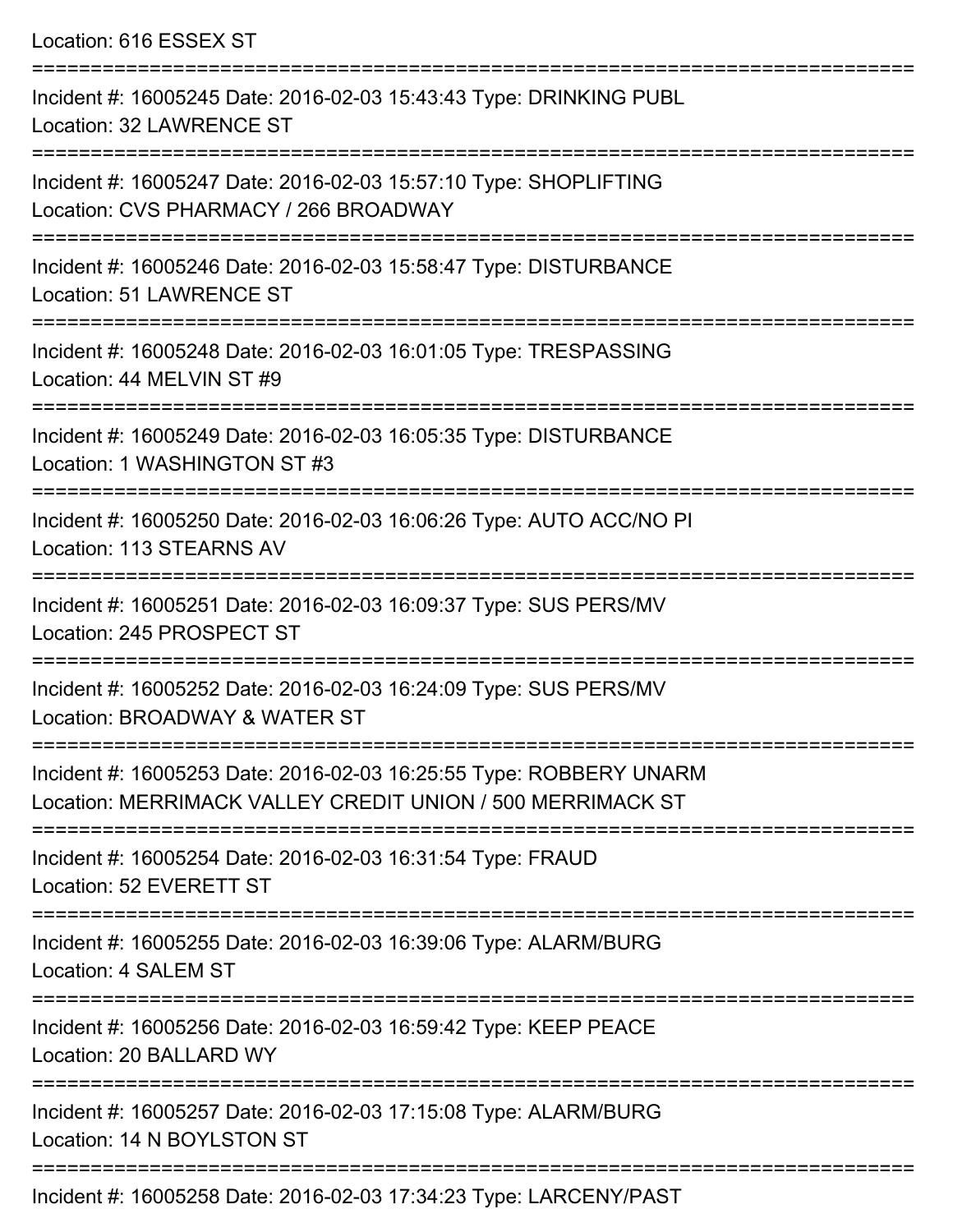Location: 616 ESSEX ST

===========================================================================

Incident #: 16005245 Date: 2016-02-03 15:43:43 Type: DRINKING PUBL
Location: 32 LAWRENCE ST

===========================================================================

Incident #: 16005247 Date: 2016-02-03 15:57:10 Type: SHOPLIFTING
Location: CVS PHARMACY / 266 BROADWAY

===========================================================================

Incident #: 16005246 Date: 2016-02-03 15:58:47 Type: DISTURBANCE
Location: 51 LAWRENCE ST

===========================================================================

Incident #: 16005248 Date: 2016-02-03 16:01:05 Type: TRESPASSING
Location: 44 MELVIN ST #9

===========================================================================

Incident #: 16005249 Date: 2016-02-03 16:05:35 Type: DISTURBANCE
Location: 1 WASHINGTON ST #3

===========================================================================

Incident #: 16005250 Date: 2016-02-03 16:06:26 Type: AUTO ACC/NO PI
Location: 113 STEARNS AV

===========================================================================

Incident #: 16005251 Date: 2016-02-03 16:09:37 Type: SUS PERS/MV
Location: 245 PROSPECT ST

===========================================================================

Incident #: 16005252 Date: 2016-02-03 16:24:09 Type: SUS PERS/MV
Location: BROADWAY & WATER ST

===========================================================================

Incident #: 16005253 Date: 2016-02-03 16:25:55 Type: ROBBERY UNARM
Location: MERRIMACK VALLEY CREDIT UNION / 500 MERRIMACK ST

===========================================================================

Incident #: 16005254 Date: 2016-02-03 16:31:54 Type: FRAUD
Location: 52 EVERETT ST

===========================================================================

Incident #: 16005255 Date: 2016-02-03 16:39:06 Type: ALARM/BURG
Location: 4 SALEM ST

===========================================================================

Incident #: 16005256 Date: 2016-02-03 16:59:42 Type: KEEP PEACE
Location: 20 BALLARD WY

===========================================================================

Incident #: 16005257 Date: 2016-02-03 17:15:08 Type: ALARM/BURG
Location: 14 N BOYLSTON ST

===========================================================================

Incident #: 16005258 Date: 2016-02-03 17:34:23 Type: LARCENY/PAST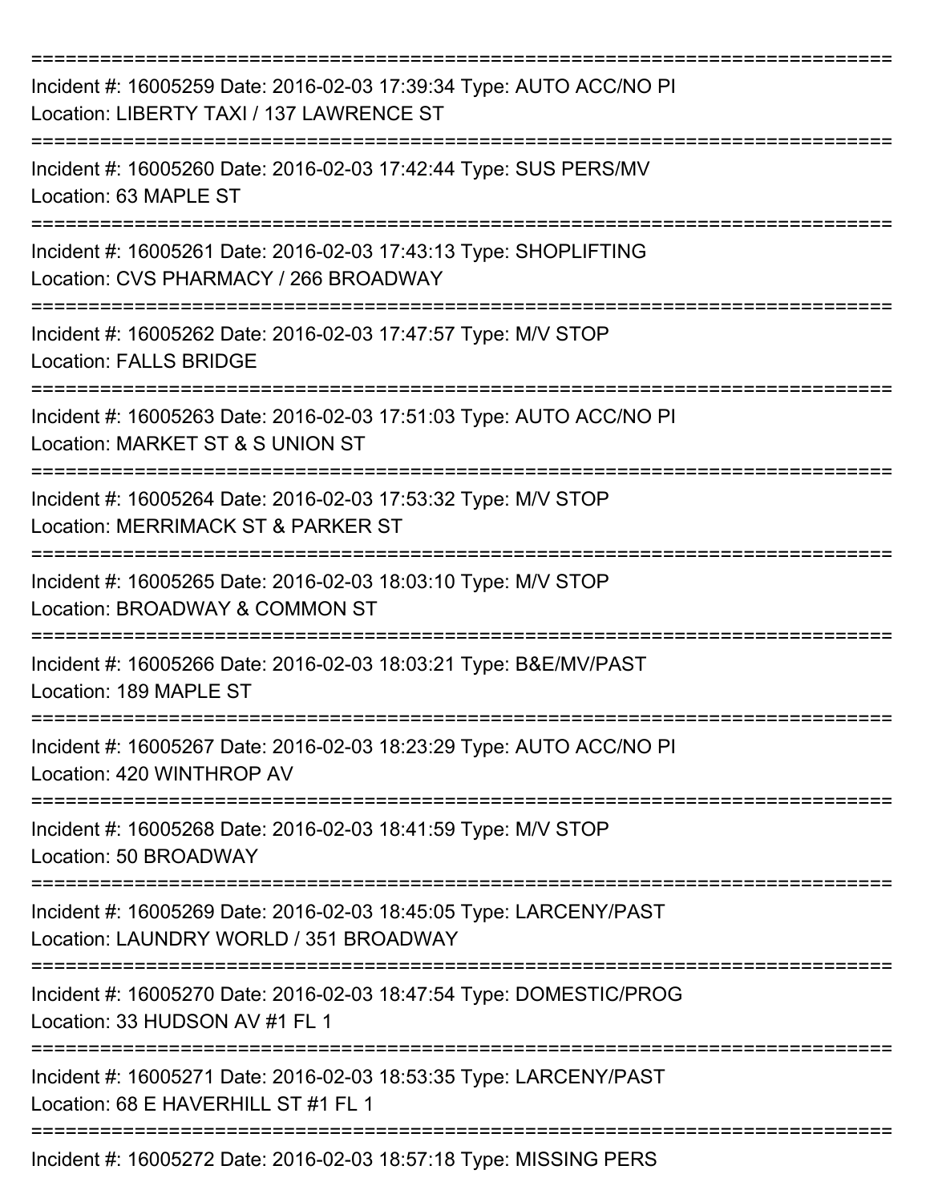===========================================================================

Incident #: 16005259 Date: 2016-02-03 17:39:34 Type: AUTO ACC/NO PI
Location: LIBERTY TAXI / 137 LAWRENCE ST

===========================================================================

Incident #: 16005260 Date: 2016-02-03 17:42:44 Type: SUS PERS/MV
Location: 63 MAPLE ST

===========================================================================

Incident #: 16005261 Date: 2016-02-03 17:43:13 Type: SHOPLIFTING
Location: CVS PHARMACY / 266 BROADWAY

===========================================================================

Incident #: 16005262 Date: 2016-02-03 17:47:57 Type: M/V STOP
Location: FALLS BRIDGE

===========================================================================

Incident #: 16005263 Date: 2016-02-03 17:51:03 Type: AUTO ACC/NO PI
Location: MARKET ST & S UNION ST

===========================================================================

Incident #: 16005264 Date: 2016-02-03 17:53:32 Type: M/V STOP
Location: MERRIMACK ST & PARKER ST

===========================================================================

Incident #: 16005265 Date: 2016-02-03 18:03:10 Type: M/V STOP
Location: BROADWAY & COMMON ST

===========================================================================

Incident #: 16005266 Date: 2016-02-03 18:03:21 Type: B&E/MV/PAST
Location: 189 MAPLE ST

===========================================================================

Incident #: 16005267 Date: 2016-02-03 18:23:29 Type: AUTO ACC/NO PI
Location: 420 WINTHROP AV

===========================================================================

Incident #: 16005268 Date: 2016-02-03 18:41:59 Type: M/V STOP
Location: 50 BROADWAY

===========================================================================

Incident #: 16005269 Date: 2016-02-03 18:45:05 Type: LARCENY/PAST
Location: LAUNDRY WORLD / 351 BROADWAY

===========================================================================

Incident #: 16005270 Date: 2016-02-03 18:47:54 Type: DOMESTIC/PROG
Location: 33 HUDSON AV #1 FL 1

===========================================================================

Incident #: 16005271 Date: 2016-02-03 18:53:35 Type: LARCENY/PAST
Location: 68 E HAVERHILL ST #1 FL 1

===========================================================================

Incident #: 16005272 Date: 2016-02-03 18:57:18 Type: MISSING PERS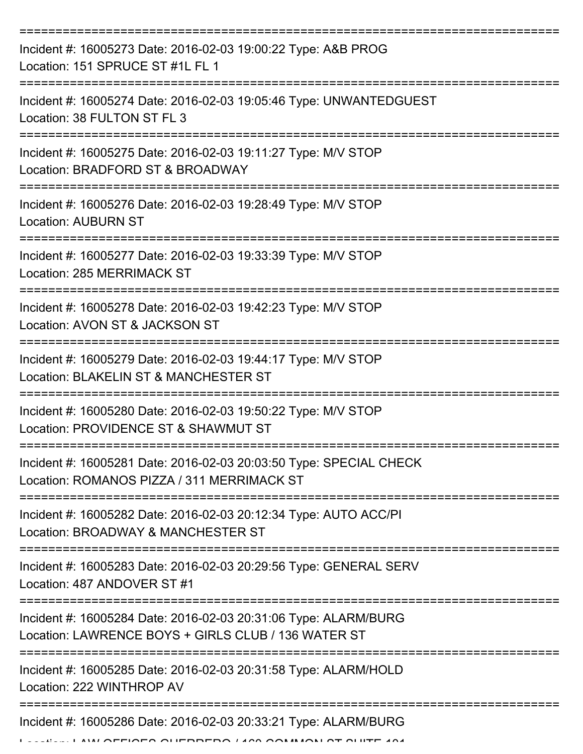===========================================================================

Incident #: 16005273 Date: 2016-02-03 19:00:22 Type: A&B PROG
Location: 151 SPRUCE ST #1L FL 1

===========================================================================

Incident #: 16005274 Date: 2016-02-03 19:05:46 Type: UNWANTEDGUEST
Location: 38 FULTON ST FL 3

===========================================================================

Incident #: 16005275 Date: 2016-02-03 19:11:27 Type: M/V STOP
Location: BRADFORD ST & BROADWAY

===========================================================================

Incident #: 16005276 Date: 2016-02-03 19:28:49 Type: M/V STOP
Location: AUBURN ST

===========================================================================

Incident #: 16005277 Date: 2016-02-03 19:33:39 Type: M/V STOP
Location: 285 MERRIMACK ST

===========================================================================

Incident #: 16005278 Date: 2016-02-03 19:42:23 Type: M/V STOP
Location: AVON ST & JACKSON ST

===========================================================================

Incident #: 16005279 Date: 2016-02-03 19:44:17 Type: M/V STOP
Location: BLAKELIN ST & MANCHESTER ST

===========================================================================

Incident #: 16005280 Date: 2016-02-03 19:50:22 Type: M/V STOP
Location: PROVIDENCE ST & SHAWMUT ST

===========================================================================

Incident #: 16005281 Date: 2016-02-03 20:03:50 Type: SPECIAL CHECK
Location: ROMANOS PIZZA / 311 MERRIMACK ST

===========================================================================

Incident #: 16005282 Date: 2016-02-03 20:12:34 Type: AUTO ACC/PI
Location: BROADWAY & MANCHESTER ST

===========================================================================

Incident #: 16005283 Date: 2016-02-03 20:29:56 Type: GENERAL SERV
Location: 487 ANDOVER ST #1

===========================================================================

Incident #: 16005284 Date: 2016-02-03 20:31:06 Type: ALARM/BURG
Location: LAWRENCE BOYS + GIRLS CLUB / 136 WATER ST

===========================================================================

Incident #: 16005285 Date: 2016-02-03 20:31:58 Type: ALARM/HOLD
Location: 222 WINTHROP AV

===========================================================================

Incident #: 16005286 Date: 2016-02-03 20:33:21 Type: ALARM/BURG
Location: LAW OFFICES GUERRERO / 160 COMMON ST SUITE 101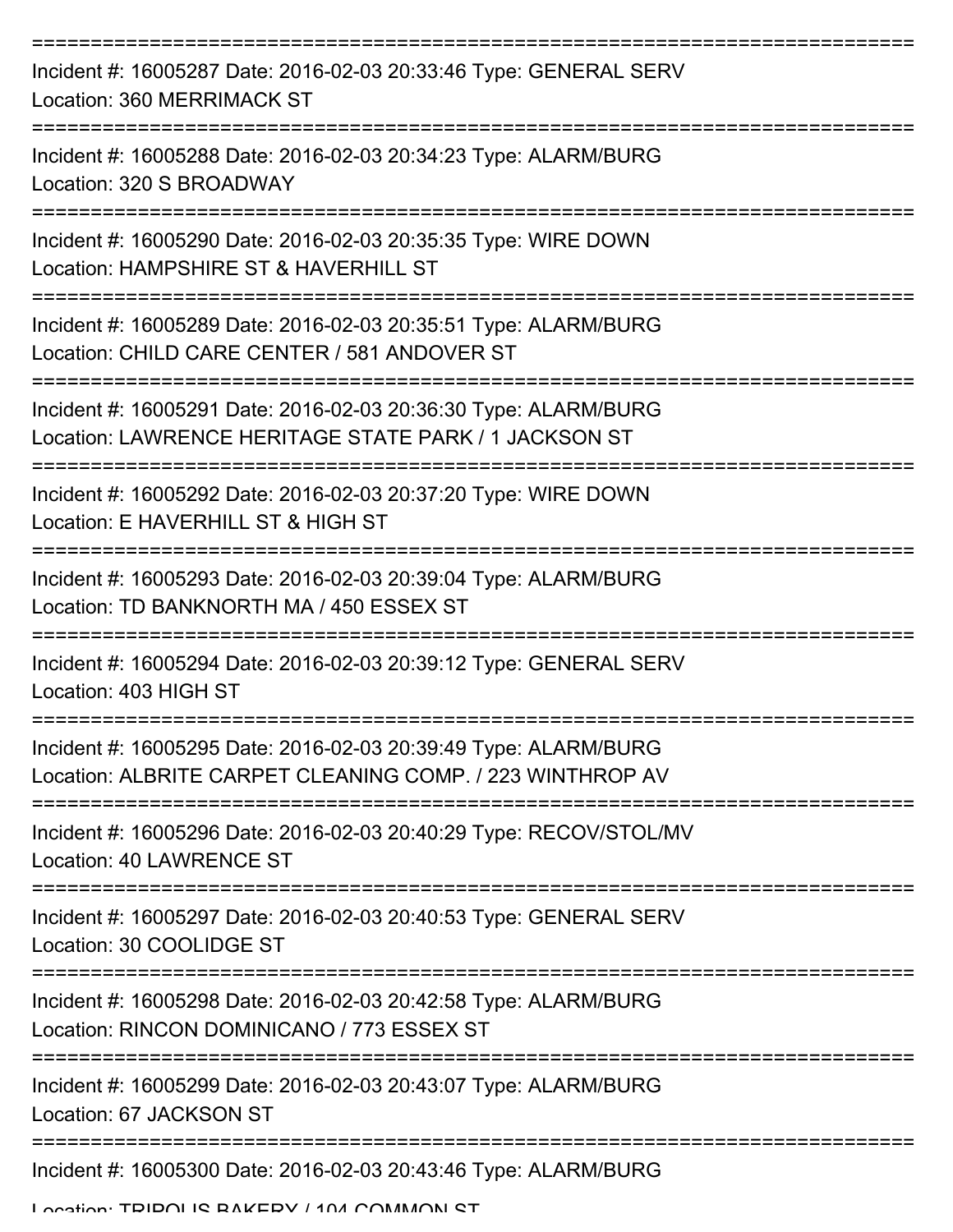===========================================================================

Incident #: 16005287 Date: 2016-02-03 20:33:46 Type: GENERAL SERV
Location: 360 MERRIMACK ST

===========================================================================

Incident #: 16005288 Date: 2016-02-03 20:34:23 Type: ALARM/BURG
Location: 320 S BROADWAY

===========================================================================

Incident #: 16005290 Date: 2016-02-03 20:35:35 Type: WIRE DOWN
Location: HAMPSHIRE ST & HAVERHILL ST

===========================================================================

Incident #: 16005289 Date: 2016-02-03 20:35:51 Type: ALARM/BURG
Location: CHILD CARE CENTER / 581 ANDOVER ST

===========================================================================

Incident #: 16005291 Date: 2016-02-03 20:36:30 Type: ALARM/BURG
Location: LAWRENCE HERITAGE STATE PARK / 1 JACKSON ST

===========================================================================

Incident #: 16005292 Date: 2016-02-03 20:37:20 Type: WIRE DOWN
Location: E HAVERHILL ST & HIGH ST

===========================================================================

Incident #: 16005293 Date: 2016-02-03 20:39:04 Type: ALARM/BURG
Location: TD BANKNORTH MA / 450 ESSEX ST

===========================================================================

Incident #: 16005294 Date: 2016-02-03 20:39:12 Type: GENERAL SERV
Location: 403 HIGH ST

===========================================================================

Incident #: 16005295 Date: 2016-02-03 20:39:49 Type: ALARM/BURG
Location: ALBRITE CARPET CLEANING COMP. / 223 WINTHROP AV

===========================================================================

Incident #: 16005296 Date: 2016-02-03 20:40:29 Type: RECOV/STOL/MV
Location: 40 LAWRENCE ST

===========================================================================

Incident #: 16005297 Date: 2016-02-03 20:40:53 Type: GENERAL SERV
Location: 30 COOLIDGE ST

===========================================================================

Incident #: 16005298 Date: 2016-02-03 20:42:58 Type: ALARM/BURG
Location: RINCON DOMINICANO / 773 ESSEX ST

===========================================================================

Incident #: 16005299 Date: 2016-02-03 20:43:07 Type: ALARM/BURG
Location: 67 JACKSON ST

===========================================================================

Incident #: 16005300 Date: 2016-02-03 20:43:46 Type: ALARM/BURG
Location: TRIPOLIS BAKERY / 104 COMMON ST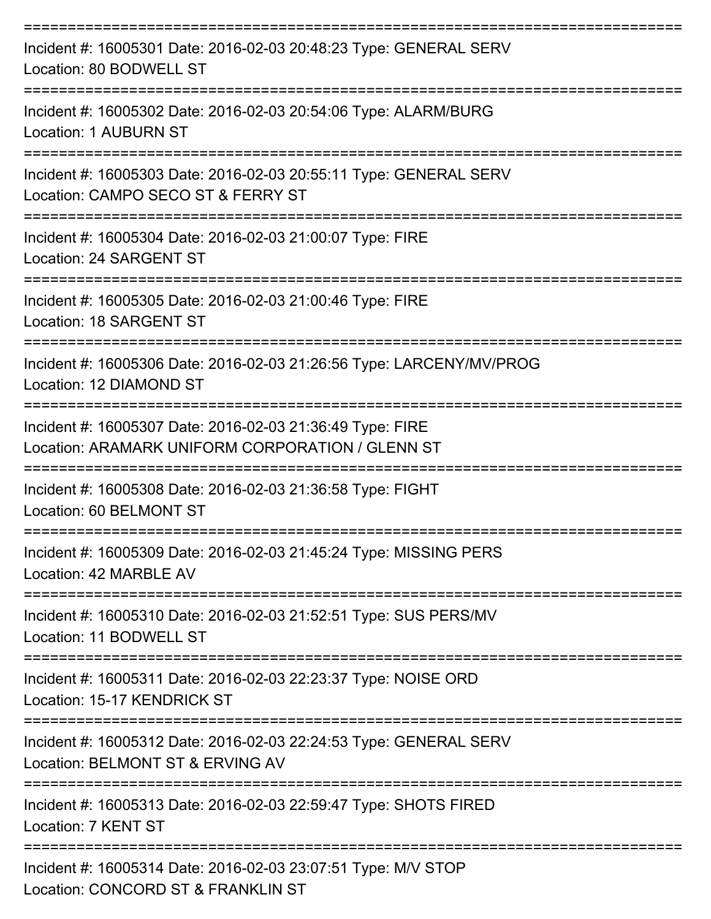===========================================================================

Incident #: 16005301 Date: 2016-02-03 20:48:23 Type: GENERAL SERV
Location: 80 BODWELL ST

===========================================================================

Incident #: 16005302 Date: 2016-02-03 20:54:06 Type: ALARM/BURG
Location: 1 AUBURN ST

===========================================================================

Incident #: 16005303 Date: 2016-02-03 20:55:11 Type: GENERAL SERV
Location: CAMPO SECO ST & FERRY ST

===========================================================================

Incident #: 16005304 Date: 2016-02-03 21:00:07 Type: FIRE
Location: 24 SARGENT ST

===========================================================================

Incident #: 16005305 Date: 2016-02-03 21:00:46 Type: FIRE
Location: 18 SARGENT ST

===========================================================================

Incident #: 16005306 Date: 2016-02-03 21:26:56 Type: LARCENY/MV/PROG
Location: 12 DIAMOND ST

===========================================================================

Incident #: 16005307 Date: 2016-02-03 21:36:49 Type: FIRE
Location: ARAMARK UNIFORM CORPORATION / GLENN ST

===========================================================================

Incident #: 16005308 Date: 2016-02-03 21:36:58 Type: FIGHT
Location: 60 BELMONT ST

===========================================================================

Incident #: 16005309 Date: 2016-02-03 21:45:24 Type: MISSING PERS
Location: 42 MARBLE AV

===========================================================================

Incident #: 16005310 Date: 2016-02-03 21:52:51 Type: SUS PERS/MV
Location: 11 BODWELL ST

===========================================================================

Incident #: 16005311 Date: 2016-02-03 22:23:37 Type: NOISE ORD
Location: 15-17 KENDRICK ST

===========================================================================

Incident #: 16005312 Date: 2016-02-03 22:24:53 Type: GENERAL SERV
Location: BELMONT ST & ERVING AV

===========================================================================

Incident #: 16005313 Date: 2016-02-03 22:59:47 Type: SHOTS FIRED
Location: 7 KENT ST

===========================================================================

Incident #: 16005314 Date: 2016-02-03 23:07:51 Type: M/V STOP
Location: CONCORD ST & FRANKLIN ST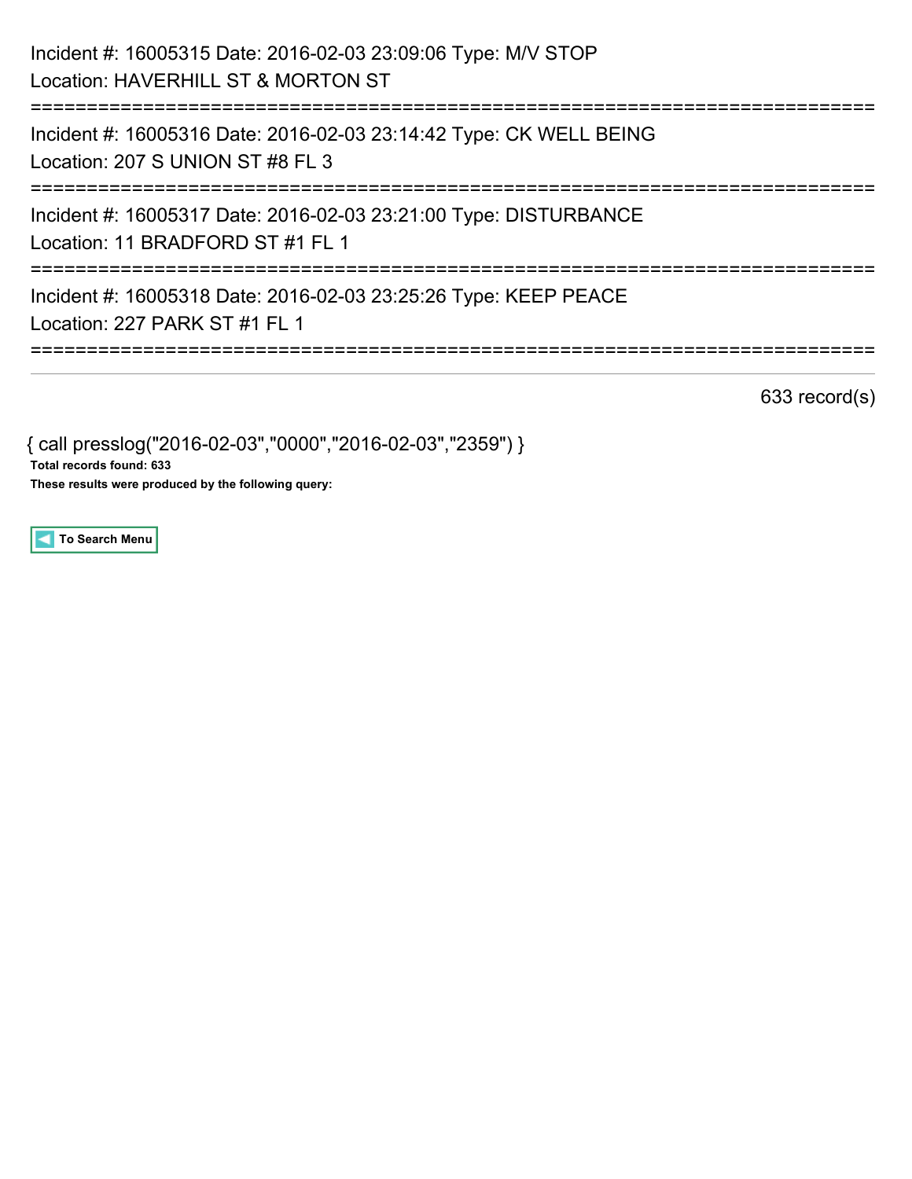Incident #: 16005315 Date: 2016-02-03 23:09:06 Type: M/V STOP
Location: HAVERHILL ST & MORTON ST

===========================================================================

Incident #: 16005316 Date: 2016-02-03 23:14:42 Type: CK WELL BEING
Location: 207 S UNION ST #8 FL 3

===========================================================================

Incident #: 16005317 Date: 2016-02-03 23:21:00 Type: DISTURBANCE
Location: 11 BRADFORD ST #1 FL 1

===========================================================================

Incident #: 16005318 Date: 2016-02-03 23:25:26 Type: KEEP PEACE
Location: 227 PARK ST #1 FL 1

===========================================================================

633 record(s)

{ call presslog("2016-02-03","0000","2016-02-03","2359") }

**Total records found: 633**

**These results were produced by the following query:**

**To Search Menu**